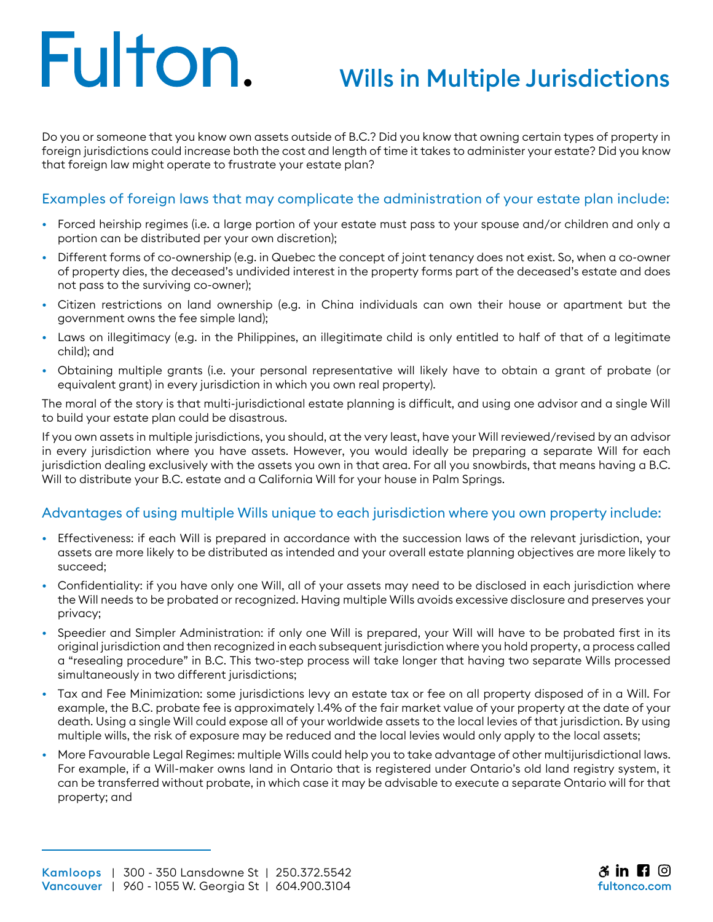# Fulton.

## Wills in Multiple Jurisdictions

Do you or someone that you know own assets outside of B.C.? Did you know that owning certain types of property in foreign jurisdictions could increase both the cost and length of time it takes to administer your estate? Did you know that foreign law might operate to frustrate your estate plan?

### Examples of foreign laws that may complicate the administration of your estate plan include:

- Forced heirship regimes (i.e. a large portion of your estate must pass to your spouse and/or children and only a portion can be distributed per your own discretion);
- Different forms of co-ownership (e.g. in Quebec the concept of joint tenancy does not exist. So, when a co-owner of property dies, the deceased's undivided interest in the property forms part of the deceased's estate and does not pass to the surviving co-owner);
- Citizen restrictions on land ownership (e.g. in China individuals can own their house or apartment but the government owns the fee simple land);
- Laws on illegitimacy (e.g. in the Philippines, an illegitimate child is only entitled to half of that of a legitimate child); and
- Obtaining multiple grants (i.e. your personal representative will likely have to obtain a grant of probate (or equivalent grant) in every jurisdiction in which you own real property).

The moral of the story is that multi-jurisdictional estate planning is difficult, and using one advisor and a single Will to build your estate plan could be disastrous.

If you own assets in multiple jurisdictions, you should, at the very least, have your Will reviewed/revised by an advisor in every jurisdiction where you have assets. However, you would ideally be preparing a separate Will for each jurisdiction dealing exclusively with the assets you own in that area. For all you snowbirds, that means having a B.C. Will to distribute your B.C. estate and a California Will for your house in Palm Springs.

### Advantages of using multiple Wills unique to each jurisdiction where you own property include:

- Effectiveness: if each Will is prepared in accordance with the succession laws of the relevant jurisdiction, your assets are more likely to be distributed as intended and your overall estate planning objectives are more likely to succeed;
- Confidentiality: if you have only one Will, all of your assets may need to be disclosed in each jurisdiction where the Will needs to be probated or recognized. Having multiple Wills avoids excessive disclosure and preserves your privacy;
- Speedier and Simpler Administration: if only one Will is prepared, your Will will have to be probated first in its original jurisdiction and then recognized in each subsequent jurisdiction where you hold property, a process called a "resealing procedure" in B.C. This two-step process will take longer that having two separate Wills processed simultaneously in two different jurisdictions;
- Tax and Fee Minimization: some jurisdictions levy an estate tax or fee on all property disposed of in a Will. For example, the B.C. probate fee is approximately 1.4% of the fair market value of your property at the date of your death. Using a single Will could expose all of your worldwide assets to the local levies of that jurisdiction. By using multiple wills, the risk of exposure may be reduced and the local levies would only apply to the local assets;
- More Favourable Legal Regimes: multiple Wills could help you to take advantage of other multijurisdictional laws. For example, if a Will-maker owns land in Ontario that is registered under Ontario's old land registry system, it can be transferred without probate, in which case it may be advisable to execute a separate Ontario will for that property; and

**Kamloops** | 300 - 350 Lansdowne St | 250.372.5542
**Vancouver** | 960 - 1055 W. Georgia St | 604.900.3104

fultonco.com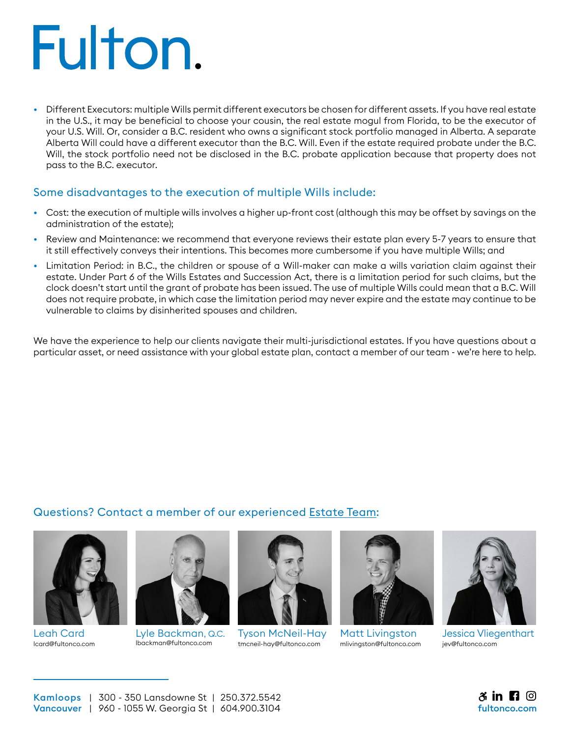# Fulton.

- Different Executors: multiple Wills permit different executors be chosen for different assets. If you have real estate in the U.S., it may be beneficial to choose your cousin, the real estate mogul from Florida, to be the executor of your U.S. Will. Or, consider a B.C. resident who owns a significant stock portfolio managed in Alberta. A separate Alberta Will could have a different executor than the B.C. Will. Even if the estate required probate under the B.C. Will, the stock portfolio need not be disclosed in the B.C. probate application because that property does not pass to the B.C. executor.

## Some disadvantages to the execution of multiple Wills include:

- Cost: the execution of multiple wills involves a higher up-front cost (although this may be offset by savings on the administration of the estate);
- Review and Maintenance: we recommend that everyone reviews their estate plan every 5-7 years to ensure that it still effectively conveys their intentions. This becomes more cumbersome if you have multiple Wills; and
- Limitation Period: in B.C., the children or spouse of a Will-maker can make a wills variation claim against their estate. Under Part 6 of the Wills Estates and Succession Act, there is a limitation period for such claims, but the clock doesn't start until the grant of probate has been issued. The use of multiple Wills could mean that a B.C. Will does not require probate, in which case the limitation period may never expire and the estate may continue to be vulnerable to claims by disinherited spouses and children.

We have the experience to help our clients navigate their multi-jurisdictional estates. If you have questions about a particular asset, or need assistance with your global estate plan, contact a member of our team - we're here to help.

## Questions? Contact a member of our experienced Estate Team:

Leah Card
lcard@fultonco.com

Lyle Backman, Q.C.
lbackman@fultonco.com

Tyson McNeil-Hay
tmcneil-hay@fultonco.com

Matt Livingston
mlivingston@fultonco.com

Jessica Vliegenthart
jev@fultonco.com

**Kamloops** | 300 - 350 Lansdowne St | 250.372.5542
**Vancouver** | 960 - 1055 W. Georgia St | 604.900.3104

**fultonco.com**